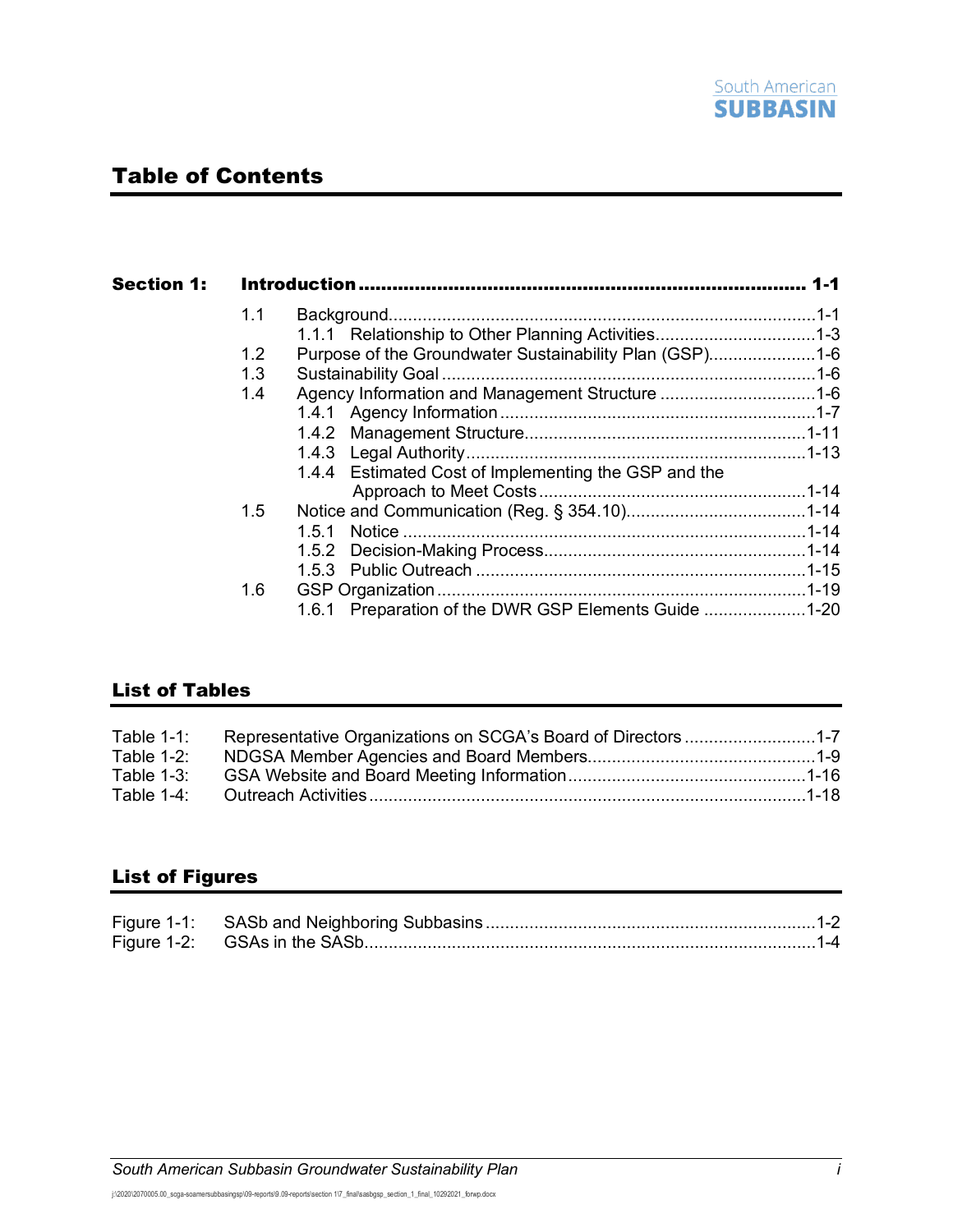# Table of Contents

**Section 1: Introduction ........................................................................ 1-1**

1.1 Background........................................................................................1-1
  1.1.1 Relationship to Other Planning Activities.................................1-3
1.2 Purpose of the Groundwater Sustainability Plan (GSP)......................1-6
1.3 Sustainability Goal ............................................................................1-6
1.4 Agency Information and Management Structure ................................1-6
  1.4.1 Agency Information ................................................................1-7
  1.4.2 Management Structure.........................................................1-11
  1.4.3 Legal Authority.....................................................................1-13
  1.4.4 Estimated Cost of Implementing the GSP and the Approach to Meet Costs ......................................................1-14
1.5 Notice and Communication (Reg. § 354.10).....................................1-14
  1.5.1 Notice ..................................................................................1-14
  1.5.2 Decision-Making Process.....................................................1-14
  1.5.3 Public Outreach ...................................................................1-15
1.6 GSP Organization ...........................................................................1-19
  1.6.1 Preparation of the DWR GSP Elements Guide .....................1-20

## List of Tables

Table 1-1: Representative Organizations on SCGA's Board of Directors ..........................1-7
Table 1-2: NDGSA Member Agencies and Board Members..............................................1-9
Table 1-3: GSA Website and Board Meeting Information................................................1-16
Table 1-4: Outreach Activities.........................................................................................1-18

## List of Figures

Figure 1-1: SASb and Neighboring Subbasins ...................................................................1-2
Figure 1-2: GSAs in the SASb............................................................................................1-4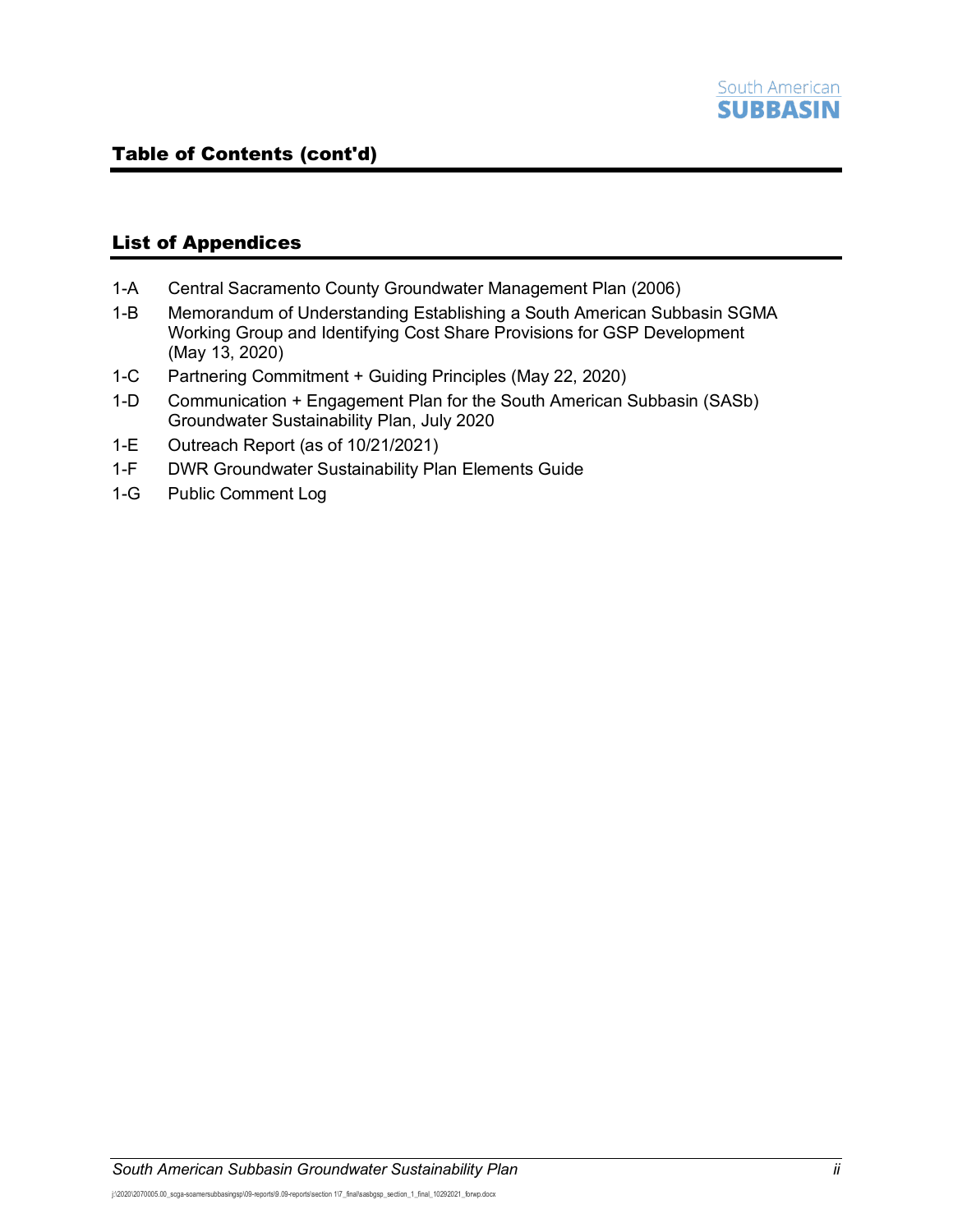## Table of Contents (cont'd)

### List of Appendices

- 1-A Central Sacramento County Groundwater Management Plan (2006)
- 1-B Memorandum of Understanding Establishing a South American Subbasin SGMA Working Group and Identifying Cost Share Provisions for GSP Development (May 13, 2020)
- 1-C Partnering Commitment + Guiding Principles (May 22, 2020)
- 1-D Communication + Engagement Plan for the South American Subbasin (SASb) Groundwater Sustainability Plan, July 2020
- 1-E Outreach Report (as of 10/21/2021)
- 1-F DWR Groundwater Sustainability Plan Elements Guide
- 1-G Public Comment Log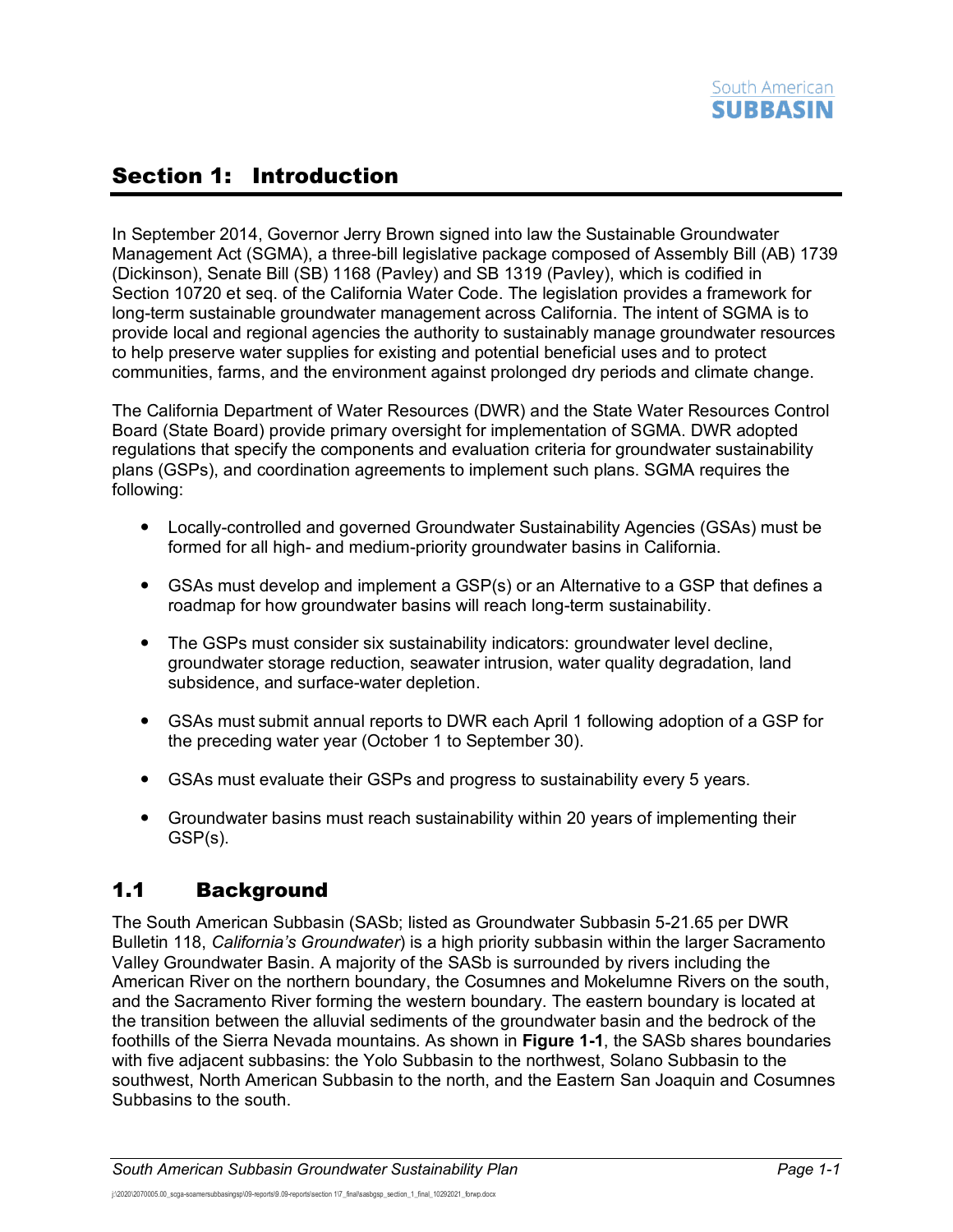# Section 1: Introduction

In September 2014, Governor Jerry Brown signed into law the Sustainable Groundwater Management Act (SGMA), a three-bill legislative package composed of Assembly Bill (AB) 1739 (Dickinson), Senate Bill (SB) 1168 (Pavley) and SB 1319 (Pavley), which is codified in Section 10720 et seq. of the California Water Code. The legislation provides a framework for long-term sustainable groundwater management across California. The intent of SGMA is to provide local and regional agencies the authority to sustainably manage groundwater resources to help preserve water supplies for existing and potential beneficial uses and to protect communities, farms, and the environment against prolonged dry periods and climate change.

The California Department of Water Resources (DWR) and the State Water Resources Control Board (State Board) provide primary oversight for implementation of SGMA. DWR adopted regulations that specify the components and evaluation criteria for groundwater sustainability plans (GSPs), and coordination agreements to implement such plans. SGMA requires the following:

- Locally-controlled and governed Groundwater Sustainability Agencies (GSAs) must be formed for all high- and medium-priority groundwater basins in California.
- GSAs must develop and implement a GSP(s) or an Alternative to a GSP that defines a roadmap for how groundwater basins will reach long-term sustainability.
- The GSPs must consider six sustainability indicators: groundwater level decline, groundwater storage reduction, seawater intrusion, water quality degradation, land subsidence, and surface-water depletion.
- GSAs must submit annual reports to DWR each April 1 following adoption of a GSP for the preceding water year (October 1 to September 30).
- GSAs must evaluate their GSPs and progress to sustainability every 5 years.
- Groundwater basins must reach sustainability within 20 years of implementing their GSP(s).

## 1.1 Background

The South American Subbasin (SASb; listed as Groundwater Subbasin 5-21.65 per DWR Bulletin 118, *California's Groundwater*) is a high priority subbasin within the larger Sacramento Valley Groundwater Basin. A majority of the SASb is surrounded by rivers including the American River on the northern boundary, the Cosumnes and Mokelumne Rivers on the south, and the Sacramento River forming the western boundary. The eastern boundary is located at the transition between the alluvial sediments of the groundwater basin and the bedrock of the foothills of the Sierra Nevada mountains. As shown in **Figure 1-1**, the SASb shares boundaries with five adjacent subbasins: the Yolo Subbasin to the northwest, Solano Subbasin to the southwest, North American Subbasin to the north, and the Eastern San Joaquin and Cosumnes Subbasins to the south.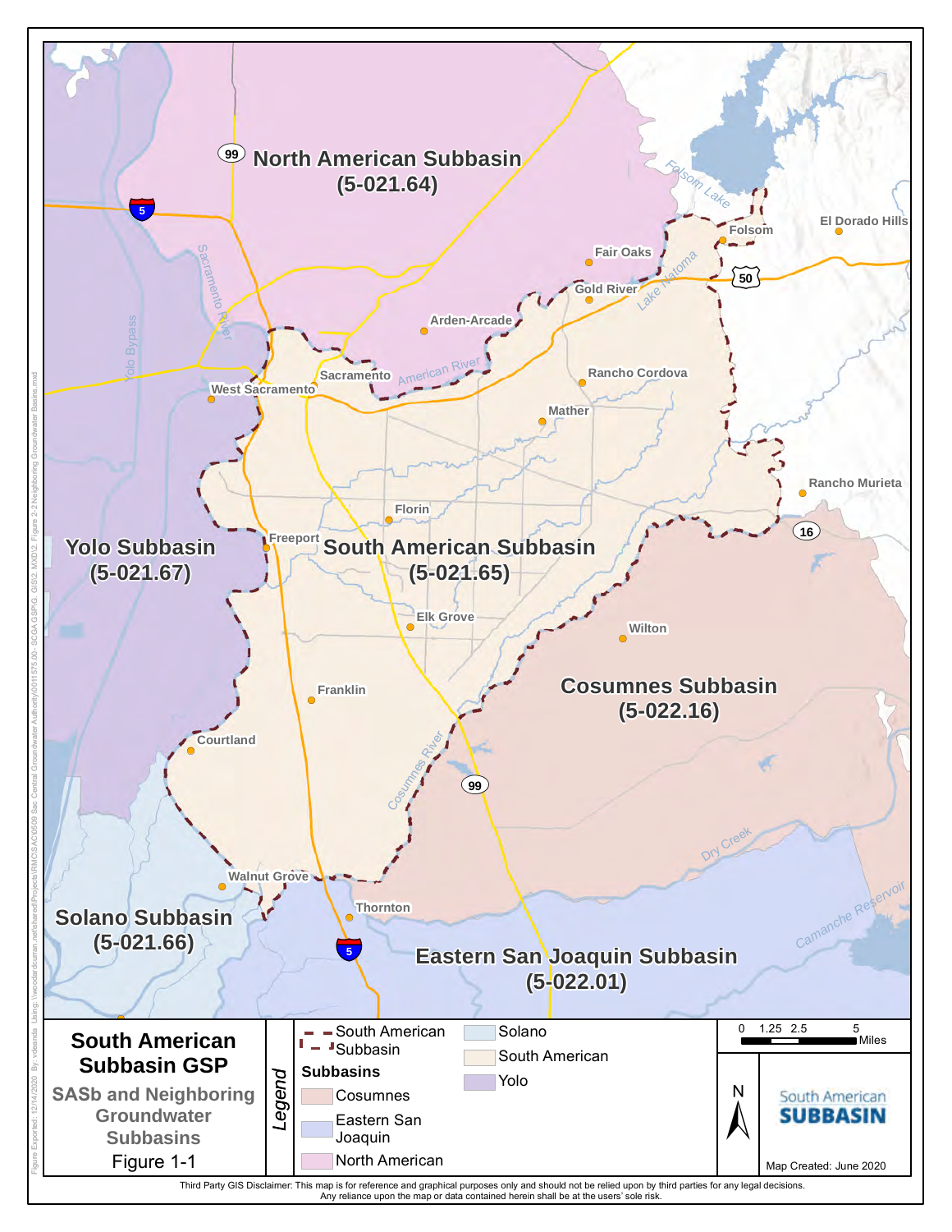**South American Subbasin GSP**

**SASb and Neighboring Groundwater Subbasins**

Figure 1-1

*Legend*

- South American Subbasin

**Subbasins**

- Cosumnes
- Eastern San Joaquin
- North American
- Solano
- South American
- Yolo

0 1.25 2.5 5 Miles

N

South American **SUBBASIN**

Map Created: June 2020

North American Subbasin (5-021.64)

Yolo Subbasin (5-021.67)

South American Subbasin (5-021.65)

Cosumnes Subbasin (5-022.16)

Solano Subbasin (5-021.66)

Eastern San Joaquin Subbasin (5-022.01)

Folsom Lake, Folsom, El Dorado Hills, Fair Oaks, Gold River, Lake Natoma, Arden-Arcade, Sacramento, West Sacramento, American River, Sacramento River, Yolo Bypass, Rancho Cordova, Mather, Rancho Murieta, Florin, Freeport, Elk Grove, Wilton, Franklin, Courtland, Cosumnes River, Dry Creek, Walnut Grove, Thornton, Camanche Reservoir

Third Party GIS Disclaimer: This map is for reference and graphical purposes only and should not be relied upon by third parties for any legal decisions. Any reliance upon the map or data contained herein shall be at the users' sole risk.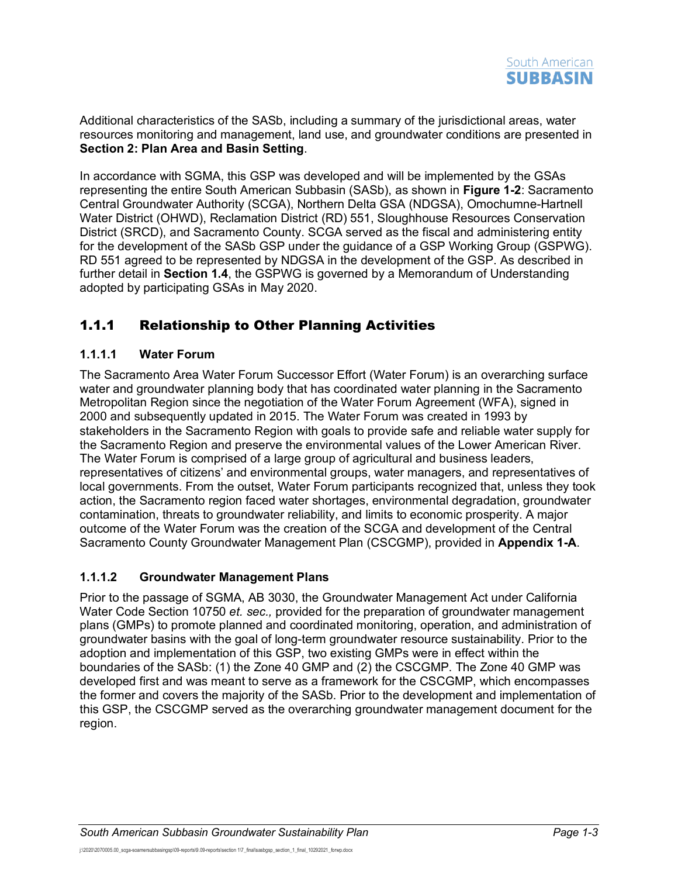Additional characteristics of the SASb, including a summary of the jurisdictional areas, water resources monitoring and management, land use, and groundwater conditions are presented in **Section 2: Plan Area and Basin Setting**.

In accordance with SGMA, this GSP was developed and will be implemented by the GSAs representing the entire South American Subbasin (SASb), as shown in **Figure 1-2**: Sacramento Central Groundwater Authority (SCGA), Northern Delta GSA (NDGSA), Omochumne-Hartnell Water District (OHWD), Reclamation District (RD) 551, Sloughhouse Resources Conservation District (SRCD), and Sacramento County. SCGA served as the fiscal and administering entity for the development of the SASb GSP under the guidance of a GSP Working Group (GSPWG). RD 551 agreed to be represented by NDGSA in the development of the GSP. As described in further detail in **Section 1.4**, the GSPWG is governed by a Memorandum of Understanding adopted by participating GSAs in May 2020.

## 1.1.1 Relationship to Other Planning Activities

### 1.1.1.1 Water Forum

The Sacramento Area Water Forum Successor Effort (Water Forum) is an overarching surface water and groundwater planning body that has coordinated water planning in the Sacramento Metropolitan Region since the negotiation of the Water Forum Agreement (WFA), signed in 2000 and subsequently updated in 2015. The Water Forum was created in 1993 by stakeholders in the Sacramento Region with goals to provide safe and reliable water supply for the Sacramento Region and preserve the environmental values of the Lower American River. The Water Forum is comprised of a large group of agricultural and business leaders, representatives of citizens' and environmental groups, water managers, and representatives of local governments. From the outset, Water Forum participants recognized that, unless they took action, the Sacramento region faced water shortages, environmental degradation, groundwater contamination, threats to groundwater reliability, and limits to economic prosperity. A major outcome of the Water Forum was the creation of the SCGA and development of the Central Sacramento County Groundwater Management Plan (CSCGMP), provided in **Appendix 1-A**.

### 1.1.1.2 Groundwater Management Plans

Prior to the passage of SGMA, AB 3030, the Groundwater Management Act under California Water Code Section 10750 *et. sec.,* provided for the preparation of groundwater management plans (GMPs) to promote planned and coordinated monitoring, operation, and administration of groundwater basins with the goal of long-term groundwater resource sustainability. Prior to the adoption and implementation of this GSP, two existing GMPs were in effect within the boundaries of the SASb: (1) the Zone 40 GMP and (2) the CSCGMP. The Zone 40 GMP was developed first and was meant to serve as a framework for the CSCGMP, which encompasses the former and covers the majority of the SASb. Prior to the development and implementation of this GSP, the CSCGMP served as the overarching groundwater management document for the region.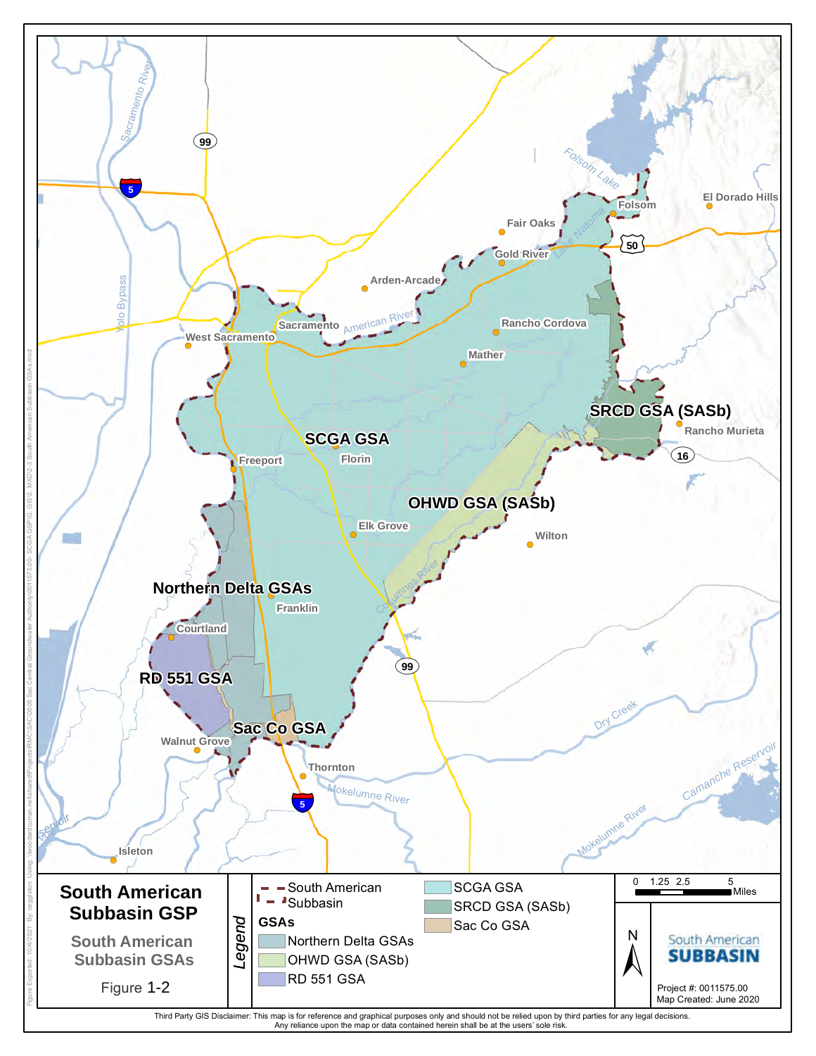**South American Subbasin GSP**

**South American Subbasin GSAs**

Figure 1-2

**Legend**

- South American Subbasin

**GSAs**

- Northern Delta GSAs
- OHWD GSA (SASb)
- RD 551 GSA
- SCGA GSA
- SRCD GSA (SASb)
- Sac Co GSA

0 1.25 2.5 5 Miles

N

South American SUBBASIN

Project #: 0011575.00
Map Created: June 2020

Third Party GIS Disclaimer: This map is for reference and graphical purposes only and should not be relied upon by third parties for any legal decisions. Any reliance upon the map or data contained herein shall be at the users' sole risk.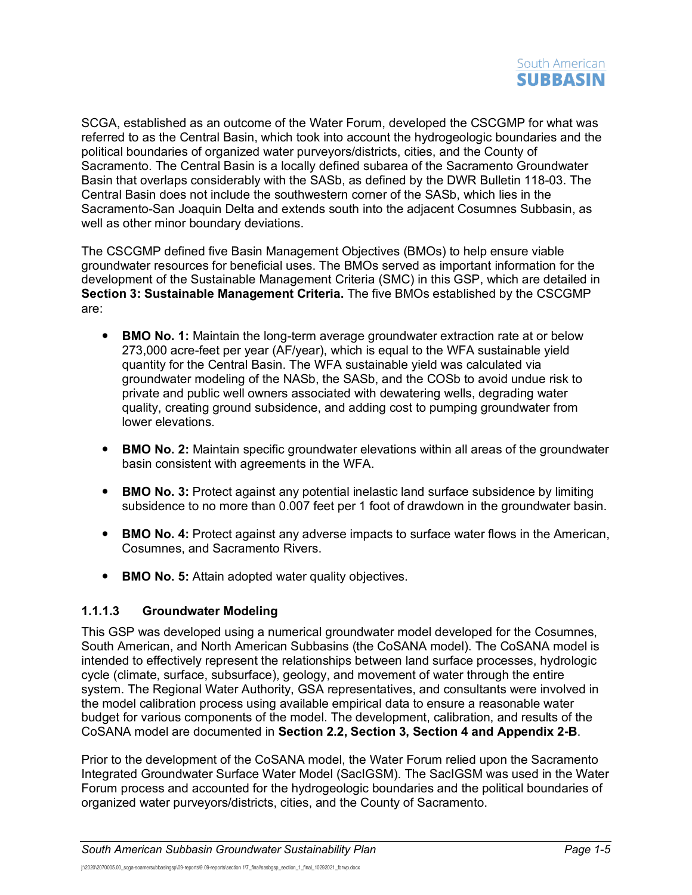SCGA, established as an outcome of the Water Forum, developed the CSCGMP for what was referred to as the Central Basin, which took into account the hydrogeologic boundaries and the political boundaries of organized water purveyors/districts, cities, and the County of Sacramento. The Central Basin is a locally defined subarea of the Sacramento Groundwater Basin that overlaps considerably with the SASb, as defined by the DWR Bulletin 118-03. The Central Basin does not include the southwestern corner of the SASb, which lies in the Sacramento-San Joaquin Delta and extends south into the adjacent Cosumnes Subbasin, as well as other minor boundary deviations.

The CSCGMP defined five Basin Management Objectives (BMOs) to help ensure viable groundwater resources for beneficial uses. The BMOs served as important information for the development of the Sustainable Management Criteria (SMC) in this GSP, which are detailed in **Section 3: Sustainable Management Criteria.** The five BMOs established by the CSCGMP are:

- **BMO No. 1:** Maintain the long-term average groundwater extraction rate at or below 273,000 acre-feet per year (AF/year), which is equal to the WFA sustainable yield quantity for the Central Basin. The WFA sustainable yield was calculated via groundwater modeling of the NASb, the SASb, and the COSb to avoid undue risk to private and public well owners associated with dewatering wells, degrading water quality, creating ground subsidence, and adding cost to pumping groundwater from lower elevations.

- **BMO No. 2:** Maintain specific groundwater elevations within all areas of the groundwater basin consistent with agreements in the WFA.

- **BMO No. 3:** Protect against any potential inelastic land surface subsidence by limiting subsidence to no more than 0.007 feet per 1 foot of drawdown in the groundwater basin.

- **BMO No. 4:** Protect against any adverse impacts to surface water flows in the American, Cosumnes, and Sacramento Rivers.

- **BMO No. 5:** Attain adopted water quality objectives.

#### 1.1.1.3 Groundwater Modeling

This GSP was developed using a numerical groundwater model developed for the Cosumnes, South American, and North American Subbasins (the CoSANA model). The CoSANA model is intended to effectively represent the relationships between land surface processes, hydrologic cycle (climate, surface, subsurface), geology, and movement of water through the entire system. The Regional Water Authority, GSA representatives, and consultants were involved in the model calibration process using available empirical data to ensure a reasonable water budget for various components of the model. The development, calibration, and results of the CoSANA model are documented in **Section 2.2, Section 3, Section 4 and Appendix 2-B**.

Prior to the development of the CoSANA model, the Water Forum relied upon the Sacramento Integrated Groundwater Surface Water Model (SacIGSM). The SacIGSM was used in the Water Forum process and accounted for the hydrogeologic boundaries and the political boundaries of organized water purveyors/districts, cities, and the County of Sacramento.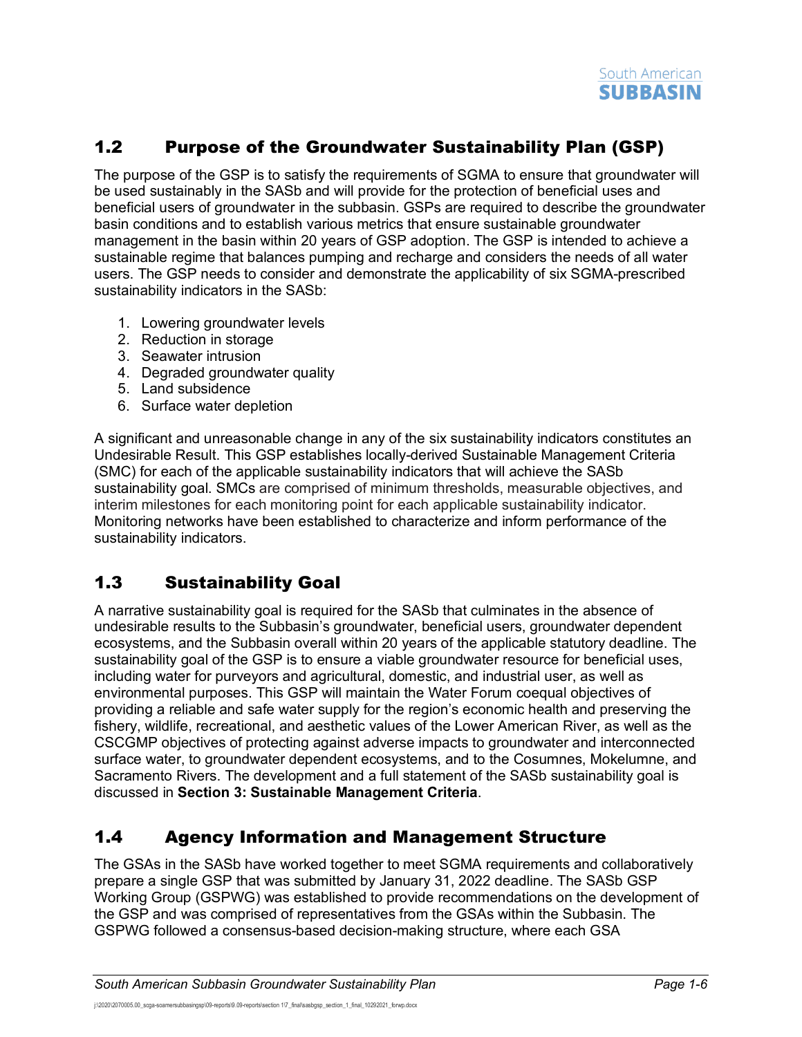## 1.2 Purpose of the Groundwater Sustainability Plan (GSP)

The purpose of the GSP is to satisfy the requirements of SGMA to ensure that groundwater will be used sustainably in the SASb and will provide for the protection of beneficial uses and beneficial users of groundwater in the subbasin. GSPs are required to describe the groundwater basin conditions and to establish various metrics that ensure sustainable groundwater management in the basin within 20 years of GSP adoption. The GSP is intended to achieve a sustainable regime that balances pumping and recharge and considers the needs of all water users. The GSP needs to consider and demonstrate the applicability of six SGMA-prescribed sustainability indicators in the SASb:

1. Lowering groundwater levels
2. Reduction in storage
3. Seawater intrusion
4. Degraded groundwater quality
5. Land subsidence
6. Surface water depletion

A significant and unreasonable change in any of the six sustainability indicators constitutes an Undesirable Result. This GSP establishes locally-derived Sustainable Management Criteria (SMC) for each of the applicable sustainability indicators that will achieve the SASb sustainability goal. SMCs are comprised of minimum thresholds, measurable objectives, and interim milestones for each monitoring point for each applicable sustainability indicator. Monitoring networks have been established to characterize and inform performance of the sustainability indicators.

## 1.3 Sustainability Goal

A narrative sustainability goal is required for the SASb that culminates in the absence of undesirable results to the Subbasin's groundwater, beneficial users, groundwater dependent ecosystems, and the Subbasin overall within 20 years of the applicable statutory deadline. The sustainability goal of the GSP is to ensure a viable groundwater resource for beneficial uses, including water for purveyors and agricultural, domestic, and industrial user, as well as environmental purposes. This GSP will maintain the Water Forum coequal objectives of providing a reliable and safe water supply for the region's economic health and preserving the fishery, wildlife, recreational, and aesthetic values of the Lower American River, as well as the CSCGMP objectives of protecting against adverse impacts to groundwater and interconnected surface water, to groundwater dependent ecosystems, and to the Cosumnes, Mokelumne, and Sacramento Rivers. The development and a full statement of the SASb sustainability goal is discussed in **Section 3: Sustainable Management Criteria**.

## 1.4 Agency Information and Management Structure

The GSAs in the SASb have worked together to meet SGMA requirements and collaboratively prepare a single GSP that was submitted by January 31, 2022 deadline. The SASb GSP Working Group (GSPWG) was established to provide recommendations on the development of the GSP and was comprised of representatives from the GSAs within the Subbasin. The GSPWG followed a consensus-based decision-making structure, where each GSA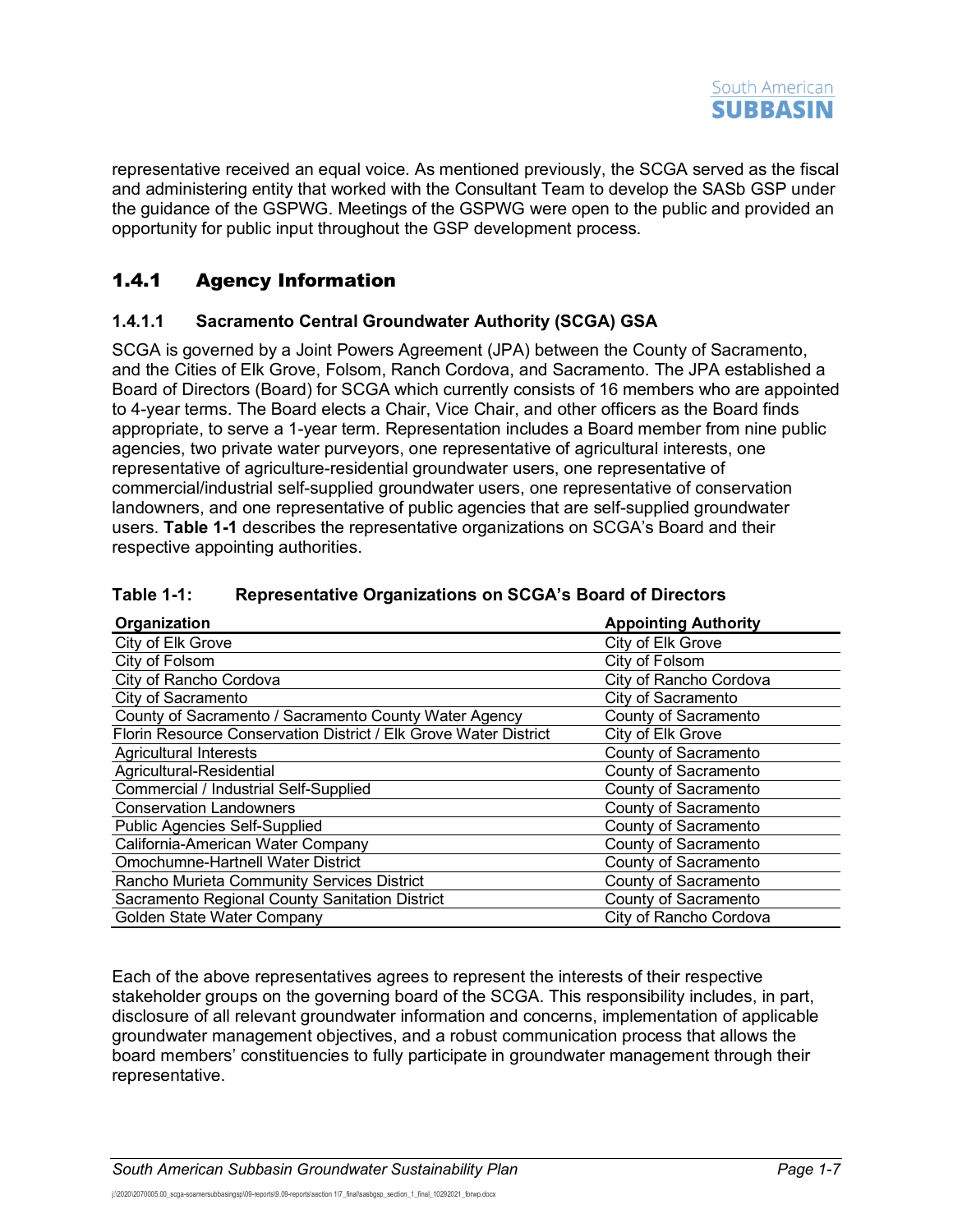representative received an equal voice. As mentioned previously, the SCGA served as the fiscal and administering entity that worked with the Consultant Team to develop the SASb GSP under the guidance of the GSPWG. Meetings of the GSPWG were open to the public and provided an opportunity for public input throughout the GSP development process.

## 1.4.1 Agency Information

### 1.4.1.1 Sacramento Central Groundwater Authority (SCGA) GSA

SCGA is governed by a Joint Powers Agreement (JPA) between the County of Sacramento, and the Cities of Elk Grove, Folsom, Ranch Cordova, and Sacramento. The JPA established a Board of Directors (Board) for SCGA which currently consists of 16 members who are appointed to 4-year terms. The Board elects a Chair, Vice Chair, and other officers as the Board finds appropriate, to serve a 1-year term. Representation includes a Board member from nine public agencies, two private water purveyors, one representative of agricultural interests, one representative of agriculture-residential groundwater users, one representative of commercial/industrial self-supplied groundwater users, one representative of conservation landowners, and one representative of public agencies that are self-supplied groundwater users. **Table 1-1** describes the representative organizations on SCGA's Board and their respective appointing authorities.

**Table 1-1: Representative Organizations on SCGA's Board of Directors**

| Organization | Appointing Authority |
|---|---|
| City of Elk Grove | City of Elk Grove |
| City of Folsom | City of Folsom |
| City of Rancho Cordova | City of Rancho Cordova |
| City of Sacramento | City of Sacramento |
| County of Sacramento / Sacramento County Water Agency | County of Sacramento |
| Florin Resource Conservation District / Elk Grove Water District | City of Elk Grove |
| Agricultural Interests | County of Sacramento |
| Agricultural-Residential | County of Sacramento |
| Commercial / Industrial Self-Supplied | County of Sacramento |
| Conservation Landowners | County of Sacramento |
| Public Agencies Self-Supplied | County of Sacramento |
| California-American Water Company | County of Sacramento |
| Omochumne-Hartnell Water District | County of Sacramento |
| Rancho Murieta Community Services District | County of Sacramento |
| Sacramento Regional County Sanitation District | County of Sacramento |
| Golden State Water Company | City of Rancho Cordova |

Each of the above representatives agrees to represent the interests of their respective stakeholder groups on the governing board of the SCGA. This responsibility includes, in part, disclosure of all relevant groundwater information and concerns, implementation of applicable groundwater management objectives, and a robust communication process that allows the board members' constituencies to fully participate in groundwater management through their representative.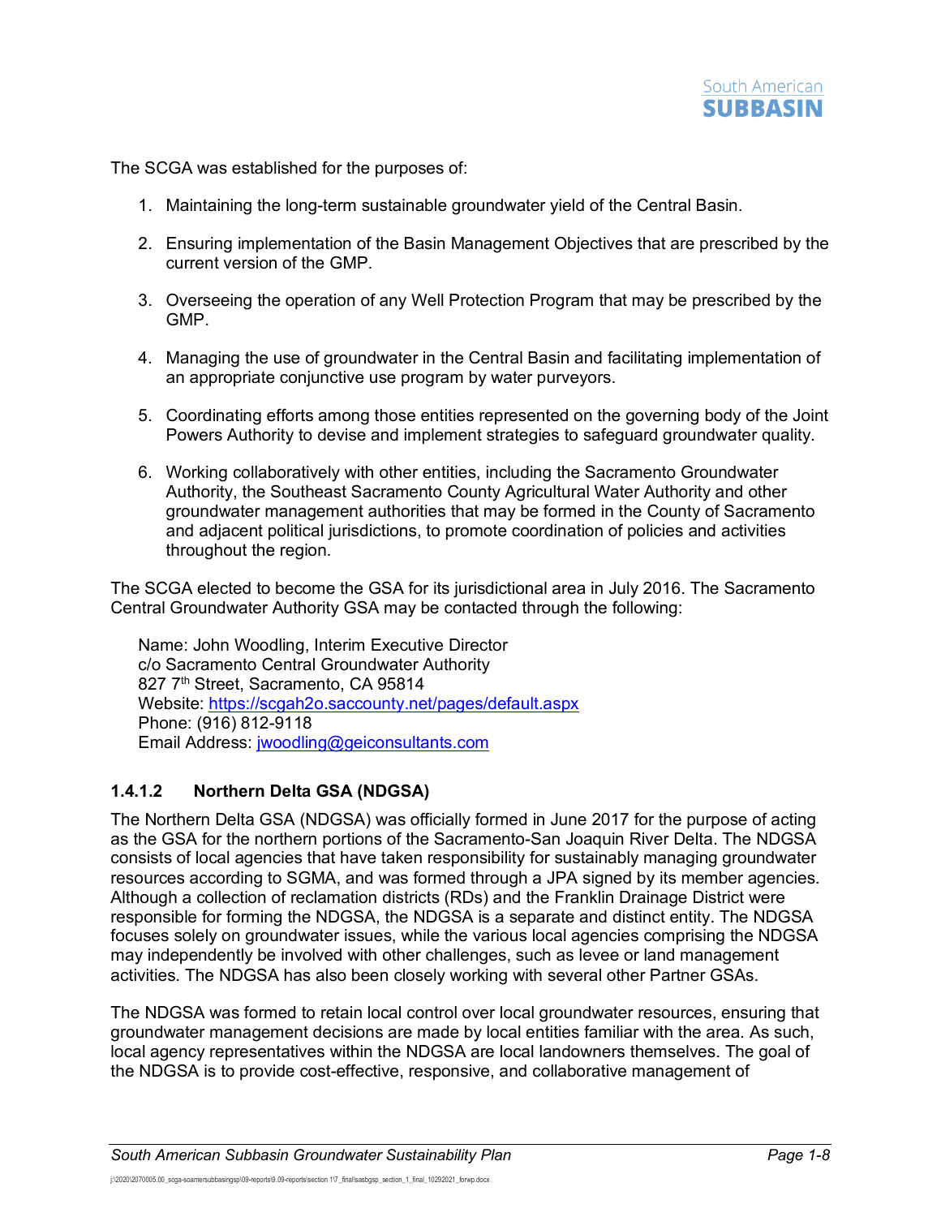The SCGA was established for the purposes of:

1. Maintaining the long-term sustainable groundwater yield of the Central Basin.
2. Ensuring implementation of the Basin Management Objectives that are prescribed by the current version of the GMP.
3. Overseeing the operation of any Well Protection Program that may be prescribed by the GMP.
4. Managing the use of groundwater in the Central Basin and facilitating implementation of an appropriate conjunctive use program by water purveyors.
5. Coordinating efforts among those entities represented on the governing body of the Joint Powers Authority to devise and implement strategies to safeguard groundwater quality.
6. Working collaboratively with other entities, including the Sacramento Groundwater Authority, the Southeast Sacramento County Agricultural Water Authority and other groundwater management authorities that may be formed in the County of Sacramento and adjacent political jurisdictions, to promote coordination of policies and activities throughout the region.

The SCGA elected to become the GSA for its jurisdictional area in July 2016. The Sacramento Central Groundwater Authority GSA may be contacted through the following:

Name: John Woodling, Interim Executive Director
c/o Sacramento Central Groundwater Authority
827 7th Street, Sacramento, CA 95814
Website: https://scgah2o.saccounty.net/pages/default.aspx
Phone: (916) 812-9118
Email Address: jwoodling@geiconsultants.com

#### 1.4.1.2 Northern Delta GSA (NDGSA)

The Northern Delta GSA (NDGSA) was officially formed in June 2017 for the purpose of acting as the GSA for the northern portions of the Sacramento-San Joaquin River Delta. The NDGSA consists of local agencies that have taken responsibility for sustainably managing groundwater resources according to SGMA, and was formed through a JPA signed by its member agencies. Although a collection of reclamation districts (RDs) and the Franklin Drainage District were responsible for forming the NDGSA, the NDGSA is a separate and distinct entity. The NDGSA focuses solely on groundwater issues, while the various local agencies comprising the NDGSA may independently be involved with other challenges, such as levee or land management activities. The NDGSA has also been closely working with several other Partner GSAs.

The NDGSA was formed to retain local control over local groundwater resources, ensuring that groundwater management decisions are made by local entities familiar with the area. As such, local agency representatives within the NDGSA are local landowners themselves. The goal of the NDGSA is to provide cost-effective, responsive, and collaborative management of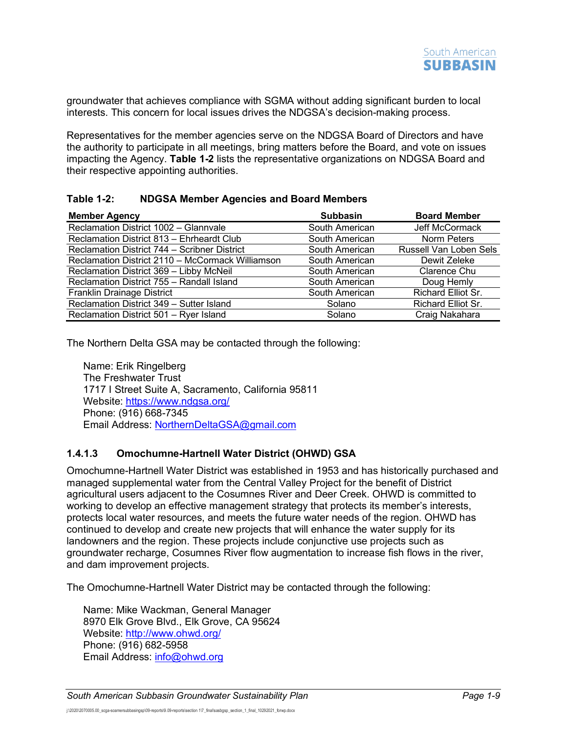groundwater that achieves compliance with SGMA without adding significant burden to local interests. This concern for local issues drives the NDGSA's decision-making process.

Representatives for the member agencies serve on the NDGSA Board of Directors and have the authority to participate in all meetings, bring matters before the Board, and vote on issues impacting the Agency. **Table 1-2** lists the representative organizations on NDGSA Board and their respective appointing authorities.

**Table 1-2: NDGSA Member Agencies and Board Members**

| Member Agency | Subbasin | Board Member |
|---|---|---|
| Reclamation District 1002 – Glannvale | South American | Jeff McCormack |
| Reclamation District 813 – Ehrheardt Club | South American | Norm Peters |
| Reclamation District 744 – Scribner District | South American | Russell Van Loben Sels |
| Reclamation District 2110 – McCormack Williamson | South American | Dewit Zeleke |
| Reclamation District 369 – Libby McNeil | South American | Clarence Chu |
| Reclamation District 755 – Randall Island | South American | Doug Hemly |
| Franklin Drainage District | South American | Richard Elliot Sr. |
| Reclamation District 349 – Sutter Island | Solano | Richard Elliot Sr. |
| Reclamation District 501 – Ryer Island | Solano | Craig Nakahara |

The Northern Delta GSA may be contacted through the following:

Name: Erik Ringelberg
The Freshwater Trust
1717 I Street Suite A, Sacramento, California 95811
Website: https://www.ndgsa.org/
Phone: (916) 668-7345
Email Address: NorthernDeltaGSA@gmail.com

#### 1.4.1.3 Omochumne-Hartnell Water District (OHWD) GSA

Omochumne-Hartnell Water District was established in 1953 and has historically purchased and managed supplemental water from the Central Valley Project for the benefit of District agricultural users adjacent to the Cosumnes River and Deer Creek. OHWD is committed to working to develop an effective management strategy that protects its member's interests, protects local water resources, and meets the future water needs of the region. OHWD has continued to develop and create new projects that will enhance the water supply for its landowners and the region. These projects include conjunctive use projects such as groundwater recharge, Cosumnes River flow augmentation to increase fish flows in the river, and dam improvement projects.

The Omochumne-Hartnell Water District may be contacted through the following:

Name: Mike Wackman, General Manager
8970 Elk Grove Blvd., Elk Grove, CA 95624
Website: http://www.ohwd.org/
Phone: (916) 682-5958
Email Address: info@ohwd.org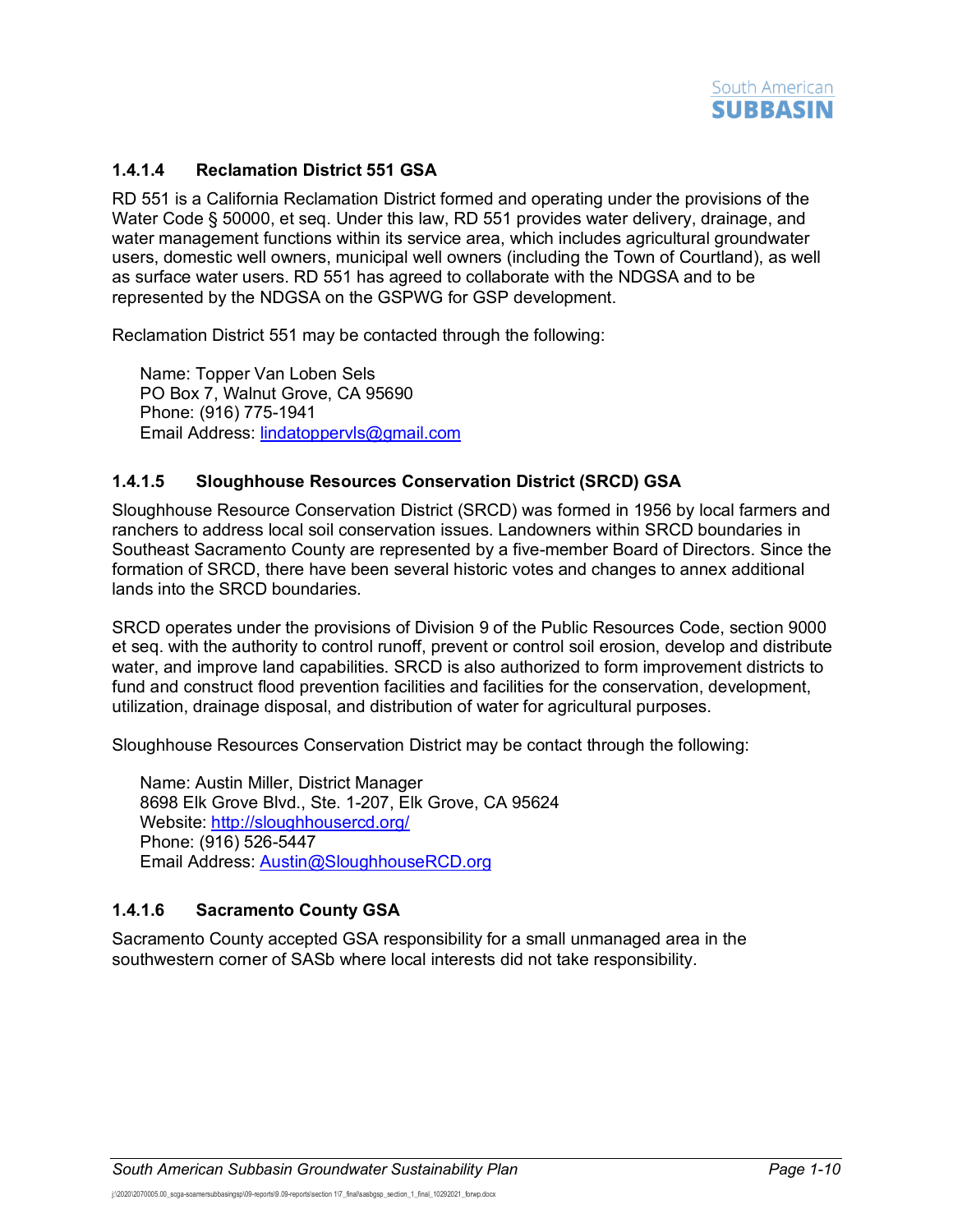#### 1.4.1.4 Reclamation District 551 GSA

RD 551 is a California Reclamation District formed and operating under the provisions of the Water Code § 50000, et seq. Under this law, RD 551 provides water delivery, drainage, and water management functions within its service area, which includes agricultural groundwater users, domestic well owners, municipal well owners (including the Town of Courtland), as well as surface water users. RD 551 has agreed to collaborate with the NDGSA and to be represented by the NDGSA on the GSPWG for GSP development.

Reclamation District 551 may be contacted through the following:

> Name: Topper Van Loben Sels
> PO Box 7, Walnut Grove, CA 95690
> Phone: (916) 775-1941
> Email Address: [lindatoppervls@gmail.com](mailto:lindatoppervls@gmail.com)

#### 1.4.1.5 Sloughhouse Resources Conservation District (SRCD) GSA

Sloughhouse Resource Conservation District (SRCD) was formed in 1956 by local farmers and ranchers to address local soil conservation issues. Landowners within SRCD boundaries in Southeast Sacramento County are represented by a five-member Board of Directors. Since the formation of SRCD, there have been several historic votes and changes to annex additional lands into the SRCD boundaries.

SRCD operates under the provisions of Division 9 of the Public Resources Code, section 9000 et seq. with the authority to control runoff, prevent or control soil erosion, develop and distribute water, and improve land capabilities. SRCD is also authorized to form improvement districts to fund and construct flood prevention facilities and facilities for the conservation, development, utilization, drainage disposal, and distribution of water for agricultural purposes.

Sloughhouse Resources Conservation District may be contact through the following:

> Name: Austin Miller, District Manager
> 8698 Elk Grove Blvd., Ste. 1-207, Elk Grove, CA 95624
> Website: [http://sloughhousercd.org/](http://sloughhousercd.org/)
> Phone: (916) 526-5447
> Email Address: [Austin@SloughhouseRCD.org](mailto:Austin@SloughhouseRCD.org)

#### 1.4.1.6 Sacramento County GSA

Sacramento County accepted GSA responsibility for a small unmanaged area in the southwestern corner of SASb where local interests did not take responsibility.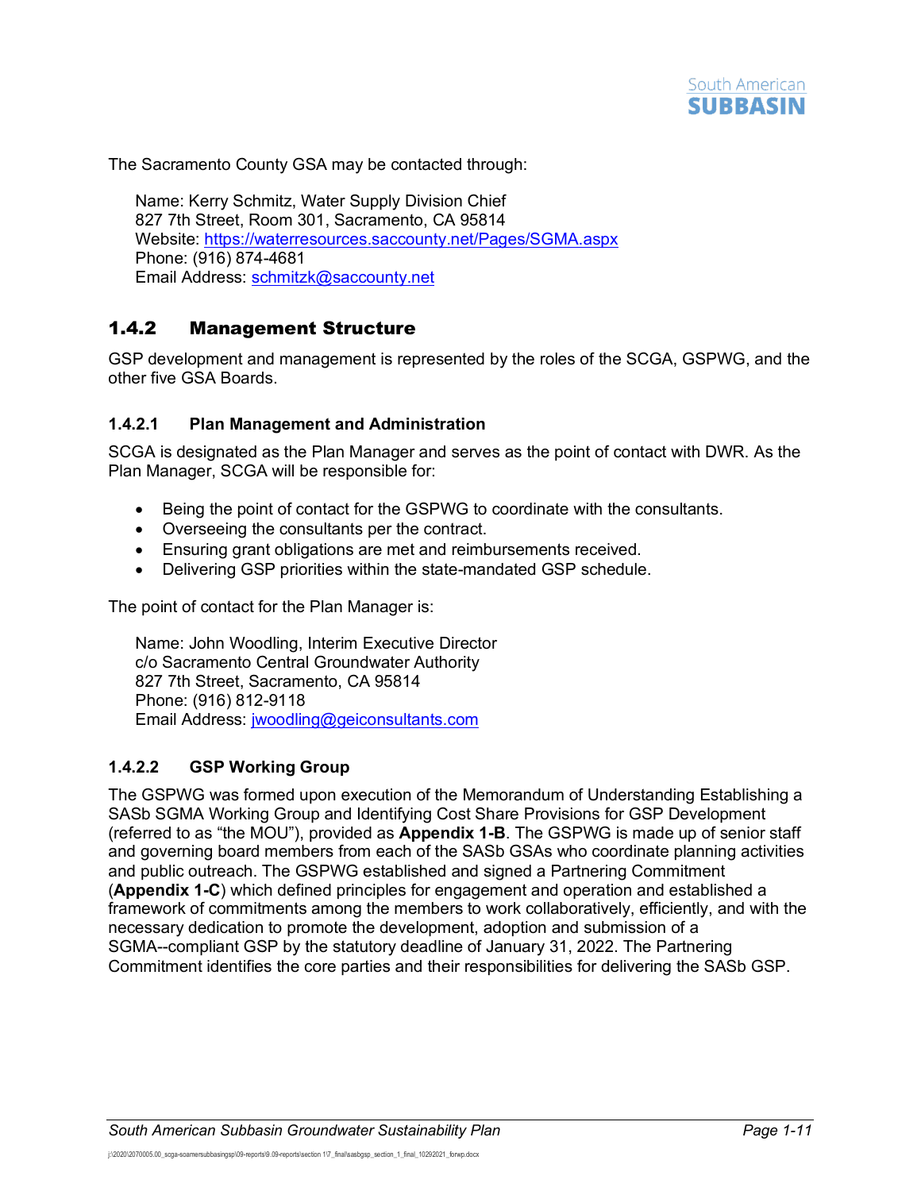The Sacramento County GSA may be contacted through:

Name: Kerry Schmitz, Water Supply Division Chief
827 7th Street, Room 301, Sacramento, CA 95814
Website: https://waterresources.saccounty.net/Pages/SGMA.aspx
Phone: (916) 874-4681
Email Address: schmitzk@saccounty.net

### 1.4.2 Management Structure

GSP development and management is represented by the roles of the SCGA, GSPWG, and the other five GSA Boards.

#### 1.4.2.1 Plan Management and Administration

SCGA is designated as the Plan Manager and serves as the point of contact with DWR. As the Plan Manager, SCGA will be responsible for:

- Being the point of contact for the GSPWG to coordinate with the consultants.
- Overseeing the consultants per the contract.
- Ensuring grant obligations are met and reimbursements received.
- Delivering GSP priorities within the state-mandated GSP schedule.

The point of contact for the Plan Manager is:

Name: John Woodling, Interim Executive Director
c/o Sacramento Central Groundwater Authority
827 7th Street, Sacramento, CA 95814
Phone: (916) 812-9118
Email Address: jwoodling@geiconsultants.com

#### 1.4.2.2 GSP Working Group

The GSPWG was formed upon execution of the Memorandum of Understanding Establishing a SASb SGMA Working Group and Identifying Cost Share Provisions for GSP Development (referred to as "the MOU"), provided as **Appendix 1-B**. The GSPWG is made up of senior staff and governing board members from each of the SASb GSAs who coordinate planning activities and public outreach. The GSPWG established and signed a Partnering Commitment (**Appendix 1-C**) which defined principles for engagement and operation and established a framework of commitments among the members to work collaboratively, efficiently, and with the necessary dedication to promote the development, adoption and submission of a SGMA--compliant GSP by the statutory deadline of January 31, 2022. The Partnering Commitment identifies the core parties and their responsibilities for delivering the SASb GSP.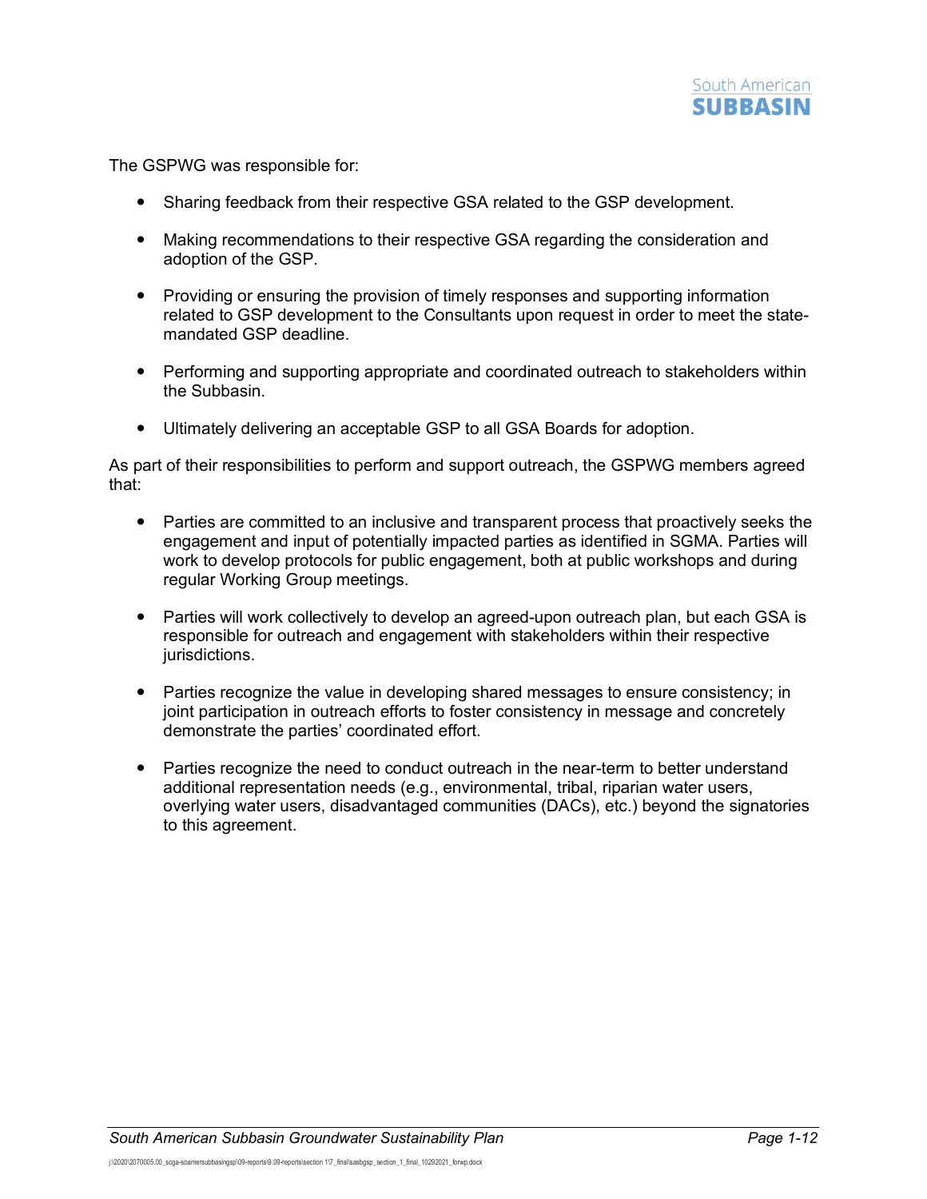The GSPWG was responsible for:

- Sharing feedback from their respective GSA related to the GSP development.
- Making recommendations to their respective GSA regarding the consideration and adoption of the GSP.
- Providing or ensuring the provision of timely responses and supporting information related to GSP development to the Consultants upon request in order to meet the state-mandated GSP deadline.
- Performing and supporting appropriate and coordinated outreach to stakeholders within the Subbasin.
- Ultimately delivering an acceptable GSP to all GSA Boards for adoption.

As part of their responsibilities to perform and support outreach, the GSPWG members agreed that:

- Parties are committed to an inclusive and transparent process that proactively seeks the engagement and input of potentially impacted parties as identified in SGMA. Parties will work to develop protocols for public engagement, both at public workshops and during regular Working Group meetings.
- Parties will work collectively to develop an agreed-upon outreach plan, but each GSA is responsible for outreach and engagement with stakeholders within their respective jurisdictions.
- Parties recognize the value in developing shared messages to ensure consistency; in joint participation in outreach efforts to foster consistency in message and concretely demonstrate the parties' coordinated effort.
- Parties recognize the need to conduct outreach in the near-term to better understand additional representation needs (e.g., environmental, tribal, riparian water users, overlying water users, disadvantaged communities (DACs), etc.) beyond the signatories to this agreement.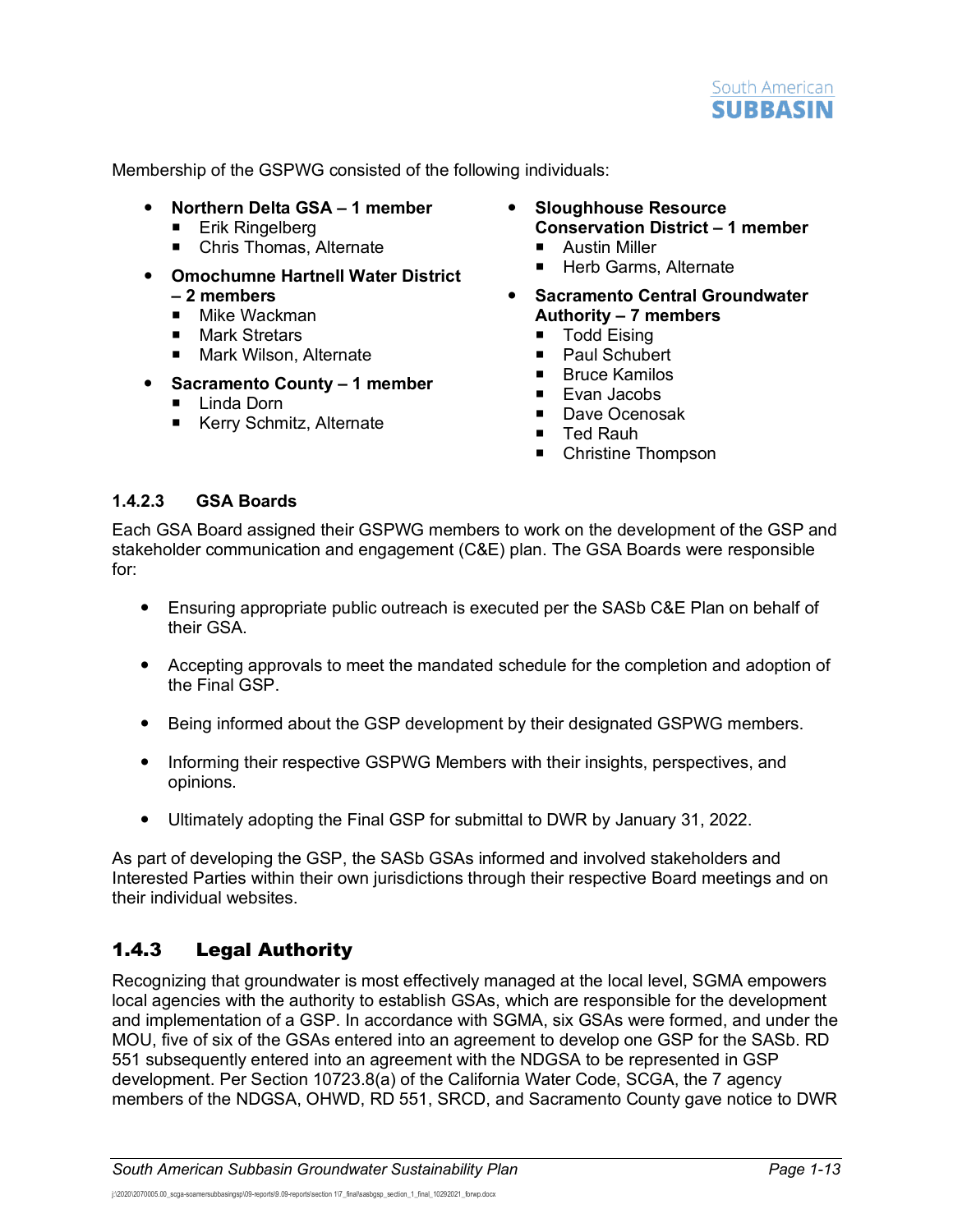Membership of the GSPWG consisted of the following individuals:

- **Northern Delta GSA – 1 member**
  - Erik Ringelberg
  - Chris Thomas, Alternate
- **Omochumne Hartnell Water District – 2 members**
  - Mike Wackman
  - Mark Stretars
  - Mark Wilson, Alternate
- **Sacramento County – 1 member**
  - Linda Dorn
  - Kerry Schmitz, Alternate
- **Sloughhouse Resource Conservation District – 1 member**
  - Austin Miller
  - Herb Garms, Alternate
- **Sacramento Central Groundwater Authority – 7 members**
  - Todd Eising
  - Paul Schubert
  - Bruce Kamilos
  - Evan Jacobs
  - Dave Ocenosak
  - Ted Rauh
  - Christine Thompson

#### 1.4.2.3 GSA Boards

Each GSA Board assigned their GSPWG members to work on the development of the GSP and stakeholder communication and engagement (C&E) plan. The GSA Boards were responsible for:

- Ensuring appropriate public outreach is executed per the SASb C&E Plan on behalf of their GSA.
- Accepting approvals to meet the mandated schedule for the completion and adoption of the Final GSP.
- Being informed about the GSP development by their designated GSPWG members.
- Informing their respective GSPWG Members with their insights, perspectives, and opinions.
- Ultimately adopting the Final GSP for submittal to DWR by January 31, 2022.

As part of developing the GSP, the SASb GSAs informed and involved stakeholders and Interested Parties within their own jurisdictions through their respective Board meetings and on their individual websites.

### 1.4.3 Legal Authority

Recognizing that groundwater is most effectively managed at the local level, SGMA empowers local agencies with the authority to establish GSAs, which are responsible for the development and implementation of a GSP. In accordance with SGMA, six GSAs were formed, and under the MOU, five of six of the GSAs entered into an agreement to develop one GSP for the SASb. RD 551 subsequently entered into an agreement with the NDGSA to be represented in GSP development. Per Section 10723.8(a) of the California Water Code, SCGA, the 7 agency members of the NDGSA, OHWD, RD 551, SRCD, and Sacramento County gave notice to DWR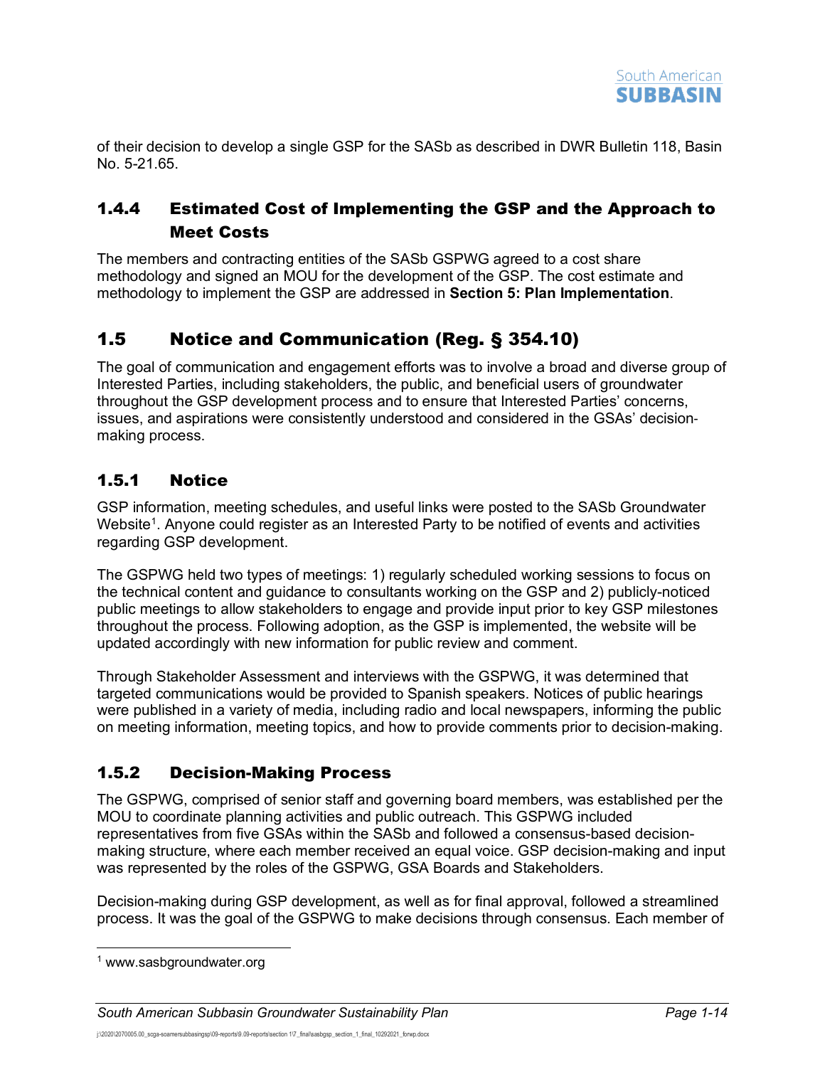of their decision to develop a single GSP for the SASb as described in DWR Bulletin 118, Basin No. 5-21.65.

### 1.4.4 Estimated Cost of Implementing the GSP and the Approach to Meet Costs

The members and contracting entities of the SASb GSPWG agreed to a cost share methodology and signed an MOU for the development of the GSP. The cost estimate and methodology to implement the GSP are addressed in **Section 5: Plan Implementation**.

## 1.5 Notice and Communication (Reg. § 354.10)

The goal of communication and engagement efforts was to involve a broad and diverse group of Interested Parties, including stakeholders, the public, and beneficial users of groundwater throughout the GSP development process and to ensure that Interested Parties' concerns, issues, and aspirations were consistently understood and considered in the GSAs' decision-making process.

### 1.5.1 Notice

GSP information, meeting schedules, and useful links were posted to the SASb Groundwater Website[1]. Anyone could register as an Interested Party to be notified of events and activities regarding GSP development.

The GSPWG held two types of meetings: 1) regularly scheduled working sessions to focus on the technical content and guidance to consultants working on the GSP and 2) publicly-noticed public meetings to allow stakeholders to engage and provide input prior to key GSP milestones throughout the process. Following adoption, as the GSP is implemented, the website will be updated accordingly with new information for public review and comment.

Through Stakeholder Assessment and interviews with the GSPWG, it was determined that targeted communications would be provided to Spanish speakers. Notices of public hearings were published in a variety of media, including radio and local newspapers, informing the public on meeting information, meeting topics, and how to provide comments prior to decision-making.

### 1.5.2 Decision-Making Process

The GSPWG, comprised of senior staff and governing board members, was established per the MOU to coordinate planning activities and public outreach. This GSPWG included representatives from five GSAs within the SASb and followed a consensus-based decision-making structure, where each member received an equal voice. GSP decision-making and input was represented by the roles of the GSPWG, GSA Boards and Stakeholders.

Decision-making during GSP development, as well as for final approval, followed a streamlined process. It was the goal of the GSPWG to make decisions through consensus. Each member of

[1] www.sasbgroundwater.org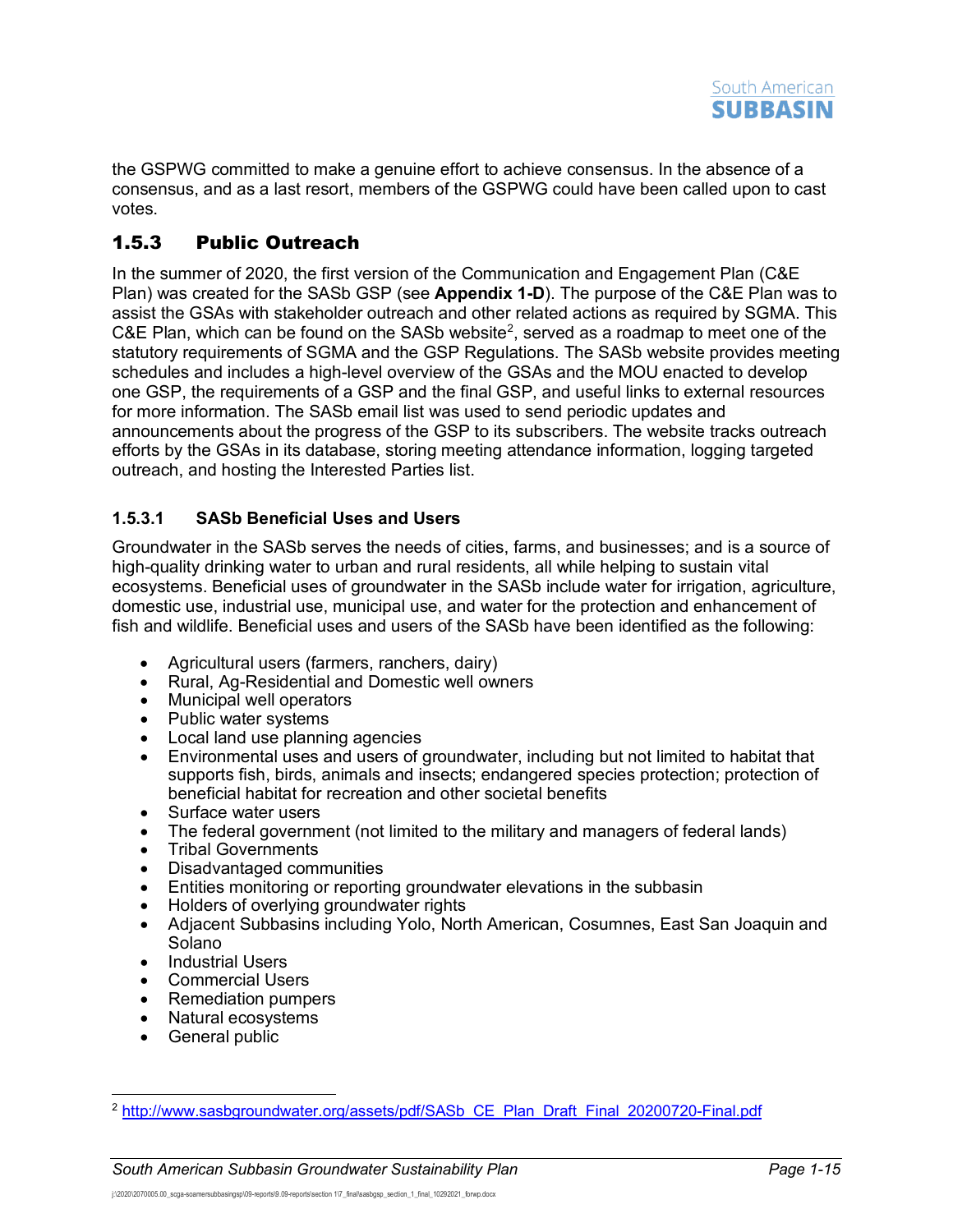the GSPWG committed to make a genuine effort to achieve consensus. In the absence of a consensus, and as a last resort, members of the GSPWG could have been called upon to cast votes.

### 1.5.3 Public Outreach

In the summer of 2020, the first version of the Communication and Engagement Plan (C&E Plan) was created for the SASb GSP (see **Appendix 1-D**). The purpose of the C&E Plan was to assist the GSAs with stakeholder outreach and other related actions as required by SGMA. This C&E Plan, which can be found on the SASb website[2], served as a roadmap to meet one of the statutory requirements of SGMA and the GSP Regulations. The SASb website provides meeting schedules and includes a high-level overview of the GSAs and the MOU enacted to develop one GSP, the requirements of a GSP and the final GSP, and useful links to external resources for more information. The SASb email list was used to send periodic updates and announcements about the progress of the GSP to its subscribers. The website tracks outreach efforts by the GSAs in its database, storing meeting attendance information, logging targeted outreach, and hosting the Interested Parties list.

#### 1.5.3.1 SASb Beneficial Uses and Users

Groundwater in the SASb serves the needs of cities, farms, and businesses; and is a source of high-quality drinking water to urban and rural residents, all while helping to sustain vital ecosystems. Beneficial uses of groundwater in the SASb include water for irrigation, agriculture, domestic use, industrial use, municipal use, and water for the protection and enhancement of fish and wildlife. Beneficial uses and users of the SASb have been identified as the following:

- Agricultural users (farmers, ranchers, dairy)
- Rural, Ag-Residential and Domestic well owners
- Municipal well operators
- Public water systems
- Local land use planning agencies
- Environmental uses and users of groundwater, including but not limited to habitat that supports fish, birds, animals and insects; endangered species protection; protection of beneficial habitat for recreation and other societal benefits
- Surface water users
- The federal government (not limited to the military and managers of federal lands)
- Tribal Governments
- Disadvantaged communities
- Entities monitoring or reporting groundwater elevations in the subbasin
- Holders of overlying groundwater rights
- Adjacent Subbasins including Yolo, North American, Cosumnes, East San Joaquin and Solano
- Industrial Users
- Commercial Users
- Remediation pumpers
- Natural ecosystems
- General public

[2] http://www.sasbgroundwater.org/assets/pdf/SASb_CE_Plan_Draft_Final_20200720-Final.pdf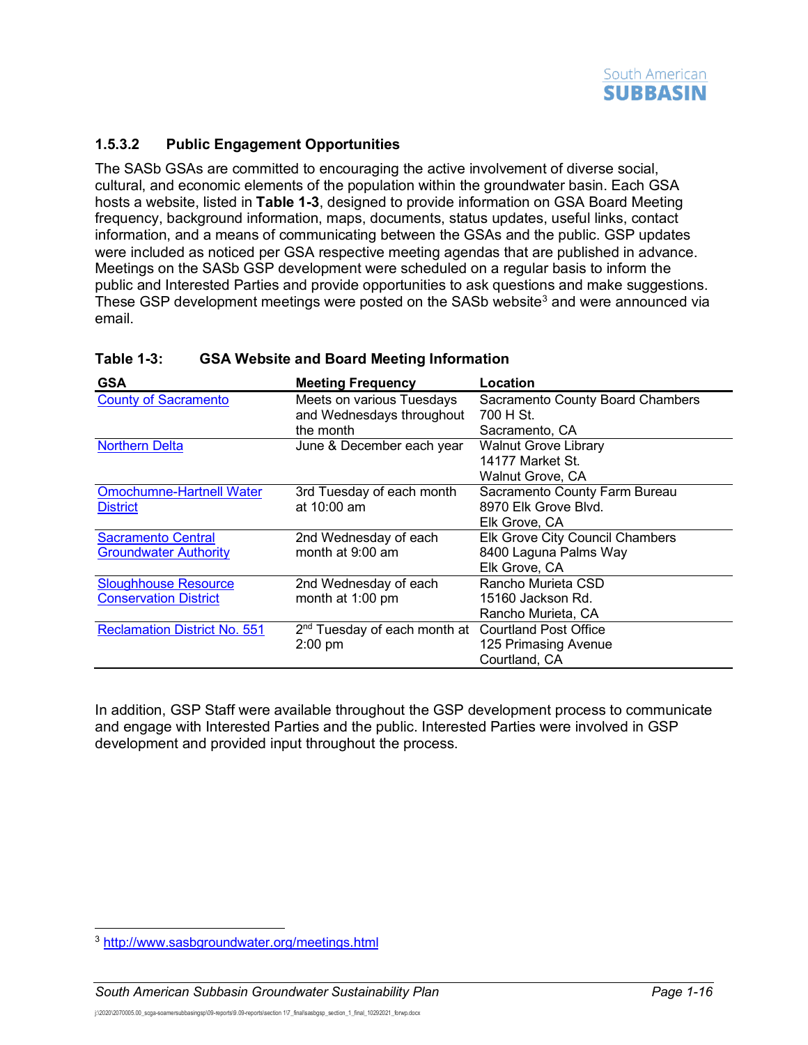#### 1.5.3.2 Public Engagement Opportunities

The SASb GSAs are committed to encouraging the active involvement of diverse social, cultural, and economic elements of the population within the groundwater basin. Each GSA hosts a website, listed in **Table 1-3**, designed to provide information on GSA Board Meeting frequency, background information, maps, documents, status updates, useful links, contact information, and a means of communicating between the GSAs and the public. GSP updates were included as noticed per GSA respective meeting agendas that are published in advance. Meetings on the SASb GSP development were scheduled on a regular basis to inform the public and Interested Parties and provide opportunities to ask questions and make suggestions. These GSP development meetings were posted on the SASb website[3] and were announced via email.

**Table 1-3: GSA Website and Board Meeting Information**

| GSA | Meeting Frequency | Location |
|---|---|---|
| County of Sacramento | Meets on various Tuesdays and Wednesdays throughout the month | Sacramento County Board Chambers<br>700 H St.<br>Sacramento, CA |
| Northern Delta | June & December each year | Walnut Grove Library<br>14177 Market St.<br>Walnut Grove, CA |
| Omochumne-Hartnell Water District | 3rd Tuesday of each month at 10:00 am | Sacramento County Farm Bureau<br>8970 Elk Grove Blvd.<br>Elk Grove, CA |
| Sacramento Central Groundwater Authority | 2nd Wednesday of each month at 9:00 am | Elk Grove City Council Chambers<br>8400 Laguna Palms Way<br>Elk Grove, CA |
| Sloughhouse Resource Conservation District | 2nd Wednesday of each month at 1:00 pm | Rancho Murieta CSD<br>15160 Jackson Rd.<br>Rancho Murieta, CA |
| Reclamation District No. 551 | 2nd Tuesday of each month at 2:00 pm | Courtland Post Office<br>125 Primasing Avenue<br>Courtland, CA |

In addition, GSP Staff were available throughout the GSP development process to communicate and engage with Interested Parties and the public. Interested Parties were involved in GSP development and provided input throughout the process.

[3] http://www.sasbgroundwater.org/meetings.html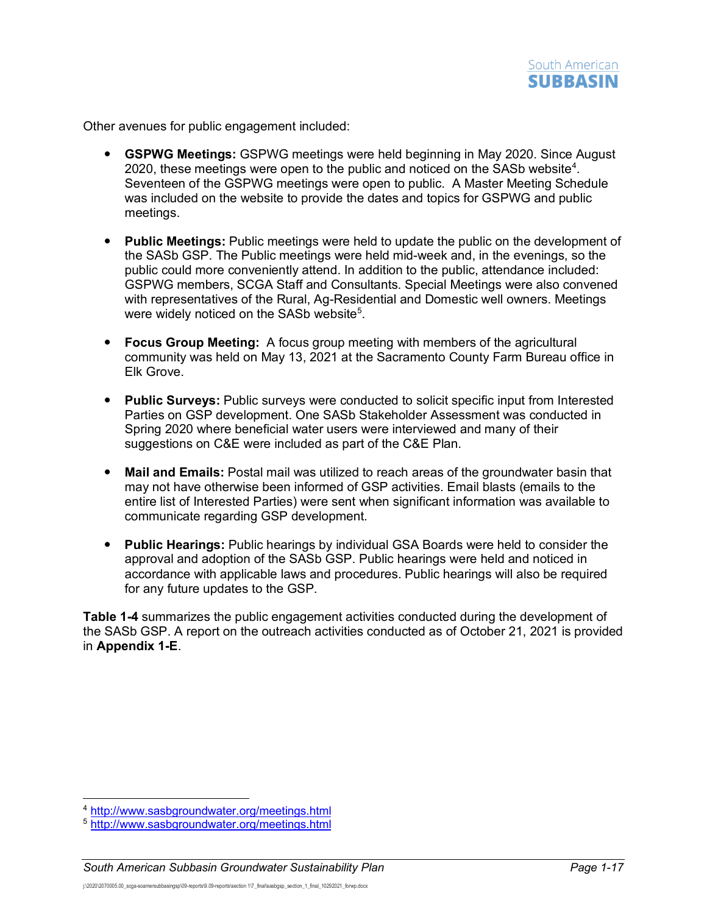Other avenues for public engagement included:

- **GSPWG Meetings:** GSPWG meetings were held beginning in May 2020. Since August 2020, these meetings were open to the public and noticed on the SASb website[4]. Seventeen of the GSPWG meetings were open to public. A Master Meeting Schedule was included on the website to provide the dates and topics for GSPWG and public meetings.

- **Public Meetings:** Public meetings were held to update the public on the development of the SASb GSP. The Public meetings were held mid-week and, in the evenings, so the public could more conveniently attend. In addition to the public, attendance included: GSPWG members, SCGA Staff and Consultants. Special Meetings were also convened with representatives of the Rural, Ag-Residential and Domestic well owners. Meetings were widely noticed on the SASb website[5].

- **Focus Group Meeting:** A focus group meeting with members of the agricultural community was held on May 13, 2021 at the Sacramento County Farm Bureau office in Elk Grove.

- **Public Surveys:** Public surveys were conducted to solicit specific input from Interested Parties on GSP development. One SASb Stakeholder Assessment was conducted in Spring 2020 where beneficial water users were interviewed and many of their suggestions on C&E were included as part of the C&E Plan.

- **Mail and Emails:** Postal mail was utilized to reach areas of the groundwater basin that may not have otherwise been informed of GSP activities. Email blasts (emails to the entire list of Interested Parties) were sent when significant information was available to communicate regarding GSP development.

- **Public Hearings:** Public hearings by individual GSA Boards were held to consider the approval and adoption of the SASb GSP. Public hearings were held and noticed in accordance with applicable laws and procedures. Public hearings will also be required for any future updates to the GSP.

**Table 1-4** summarizes the public engagement activities conducted during the development of the SASb GSP. A report on the outreach activities conducted as of October 21, 2021 is provided in **Appendix 1-E**.

---

[4] http://www.sasbgroundwater.org/meetings.html

[5] http://www.sasbgroundwater.org/meetings.html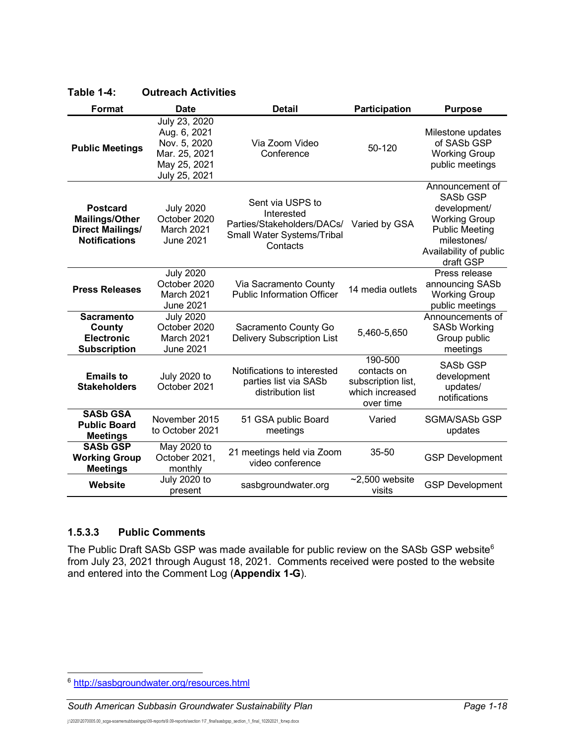**Table 1-4: Outreach Activities**

| Format | Date | Detail | Participation | Purpose |
|---|---|---|---|---|
| **Public Meetings** | July 23, 2020<br>Aug. 6, 2021<br>Nov. 5, 2020<br>Mar. 25, 2021<br>May 25, 2021<br>July 25, 2021 | Via Zoom Video Conference | 50-120 | Milestone updates of SASb GSP Working Group public meetings |
| **Postcard Mailings/Other Direct Mailings/ Notifications** | July 2020<br>October 2020<br>March 2021<br>June 2021 | Sent via USPS to Interested Parties/Stakeholders/DACs/ Small Water Systems/Tribal Contacts | Varied by GSA | Announcement of SASb GSP development/ Working Group Public Meeting milestones/ Availability of public draft GSP |
| **Press Releases** | July 2020<br>October 2020<br>March 2021<br>June 2021 | Via Sacramento County Public Information Officer | 14 media outlets | Press release announcing SASb Working Group public meetings |
| **Sacramento County Electronic Subscription** | July 2020<br>October 2020<br>March 2021<br>June 2021 | Sacramento County Go Delivery Subscription List | 5,460-5,650 | Announcements of SASb Working Group public meetings |
| **Emails to Stakeholders** | July 2020 to October 2021 | Notifications to interested parties list via SASb distribution list | 190-500 contacts on subscription list, which increased over time | SASb GSP development updates/ notifications |
| **SASb GSA Public Board Meetings** | November 2015 to October 2021 | 51 GSA public Board meetings | Varied | SGMA/SASb GSP updates |
| **SASb GSP Working Group Meetings** | May 2020 to October 2021, monthly | 21 meetings held via Zoom video conference | 35-50 | GSP Development |
| **Website** | July 2020 to present | sasbgroundwater.org | ~2,500 website visits | GSP Development |

#### 1.5.3.3 Public Comments

The Public Draft SASb GSP was made available for public review on the SASb GSP website[6] from July 23, 2021 through August 18, 2021. Comments received were posted to the website and entered into the Comment Log (**Appendix 1-G**).

---

[6] http://sasbgroundwater.org/resources.html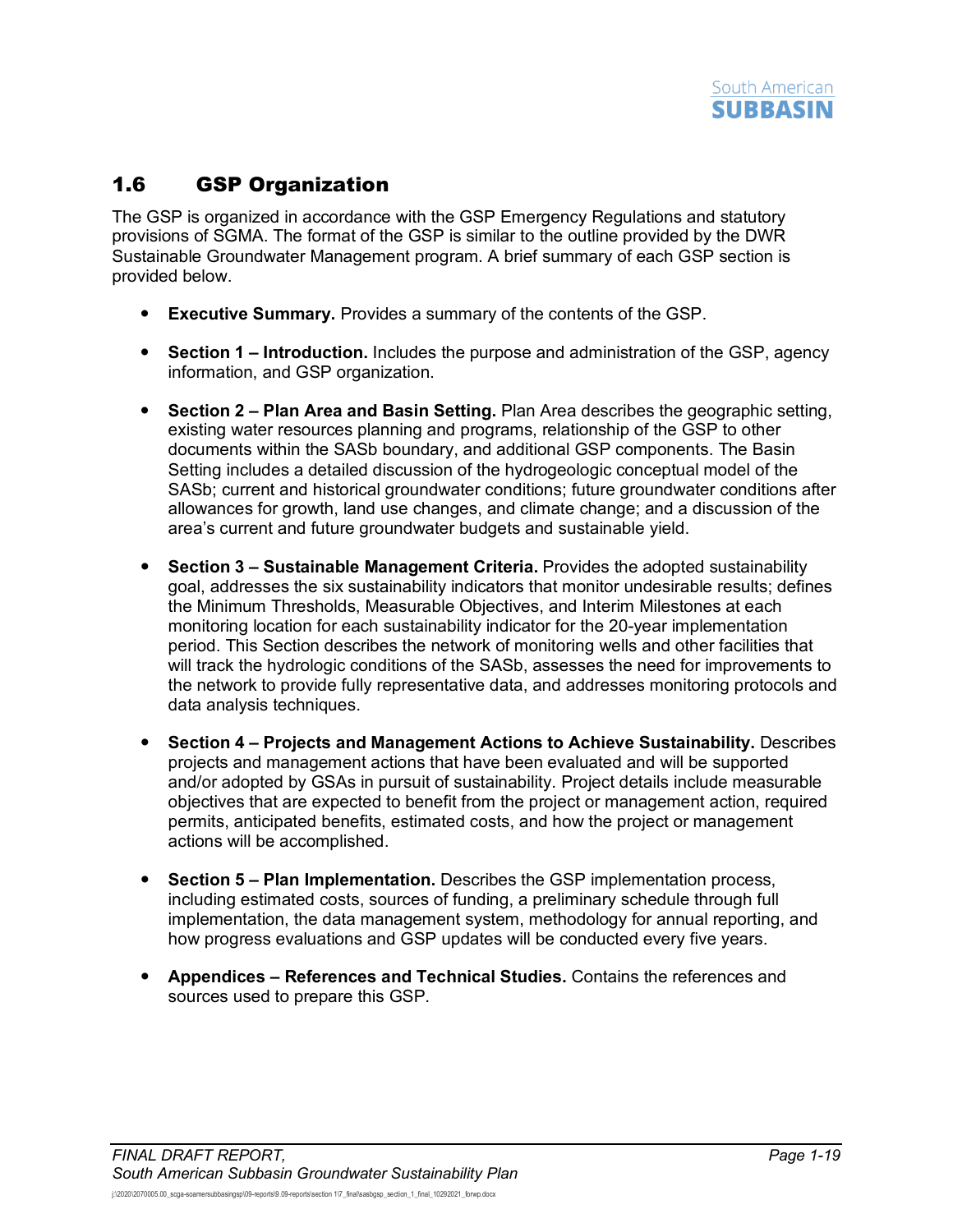## 1.6 GSP Organization

The GSP is organized in accordance with the GSP Emergency Regulations and statutory provisions of SGMA. The format of the GSP is similar to the outline provided by the DWR Sustainable Groundwater Management program. A brief summary of each GSP section is provided below.

- **Executive Summary.** Provides a summary of the contents of the GSP.
- **Section 1 – Introduction.** Includes the purpose and administration of the GSP, agency information, and GSP organization.
- **Section 2 – Plan Area and Basin Setting.** Plan Area describes the geographic setting, existing water resources planning and programs, relationship of the GSP to other documents within the SASb boundary, and additional GSP components. The Basin Setting includes a detailed discussion of the hydrogeologic conceptual model of the SASb; current and historical groundwater conditions; future groundwater conditions after allowances for growth, land use changes, and climate change; and a discussion of the area's current and future groundwater budgets and sustainable yield.
- **Section 3 – Sustainable Management Criteria.** Provides the adopted sustainability goal, addresses the six sustainability indicators that monitor undesirable results; defines the Minimum Thresholds, Measurable Objectives, and Interim Milestones at each monitoring location for each sustainability indicator for the 20-year implementation period. This Section describes the network of monitoring wells and other facilities that will track the hydrologic conditions of the SASb, assesses the need for improvements to the network to provide fully representative data, and addresses monitoring protocols and data analysis techniques.
- **Section 4 – Projects and Management Actions to Achieve Sustainability.** Describes projects and management actions that have been evaluated and will be supported and/or adopted by GSAs in pursuit of sustainability. Project details include measurable objectives that are expected to benefit from the project or management action, required permits, anticipated benefits, estimated costs, and how the project or management actions will be accomplished.
- **Section 5 – Plan Implementation.** Describes the GSP implementation process, including estimated costs, sources of funding, a preliminary schedule through full implementation, the data management system, methodology for annual reporting, and how progress evaluations and GSP updates will be conducted every five years.
- **Appendices – References and Technical Studies.** Contains the references and sources used to prepare this GSP.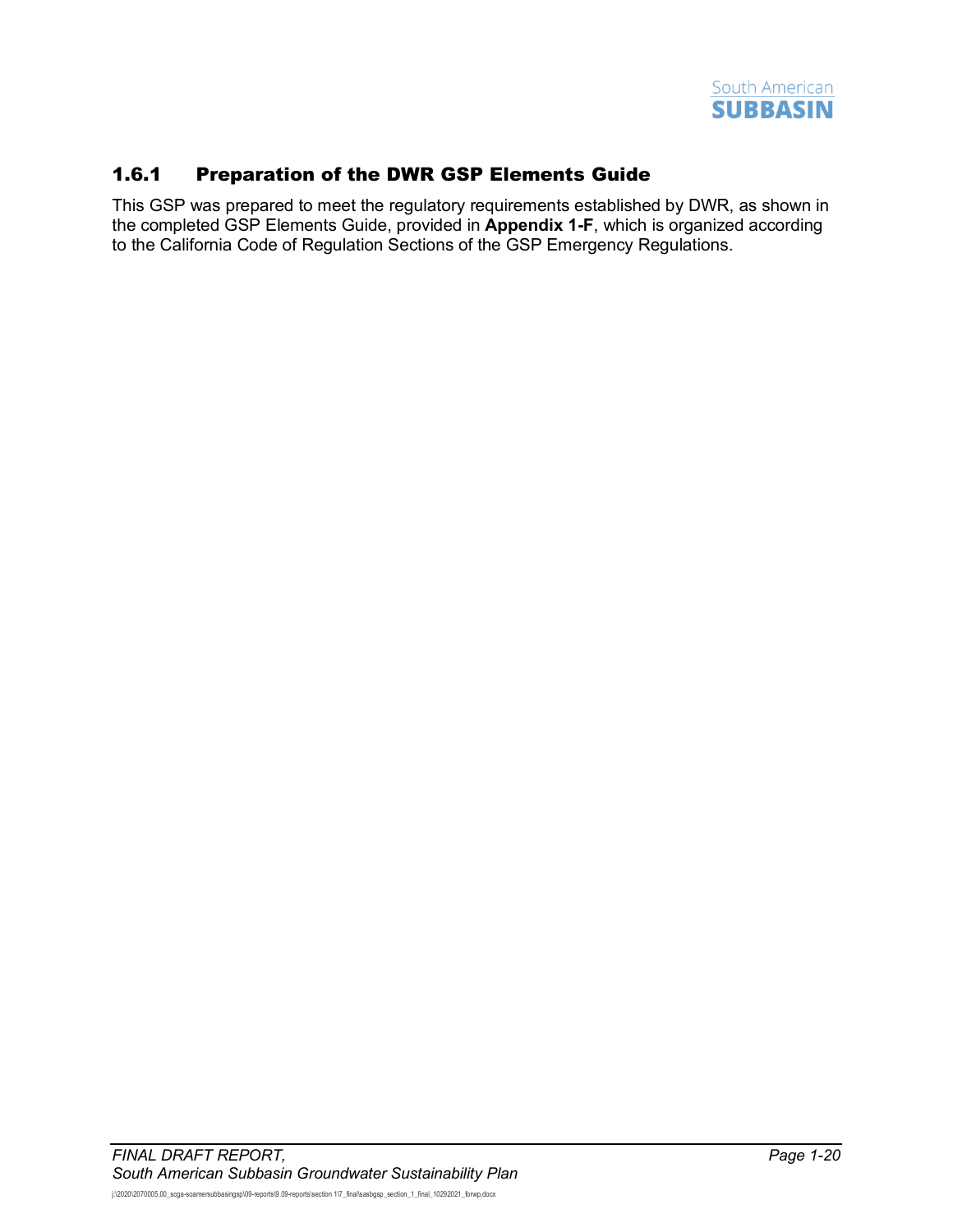### 1.6.1 Preparation of the DWR GSP Elements Guide

This GSP was prepared to meet the regulatory requirements established by DWR, as shown in the completed GSP Elements Guide, provided in **Appendix 1-F**, which is organized according to the California Code of Regulation Sections of the GSP Emergency Regulations.